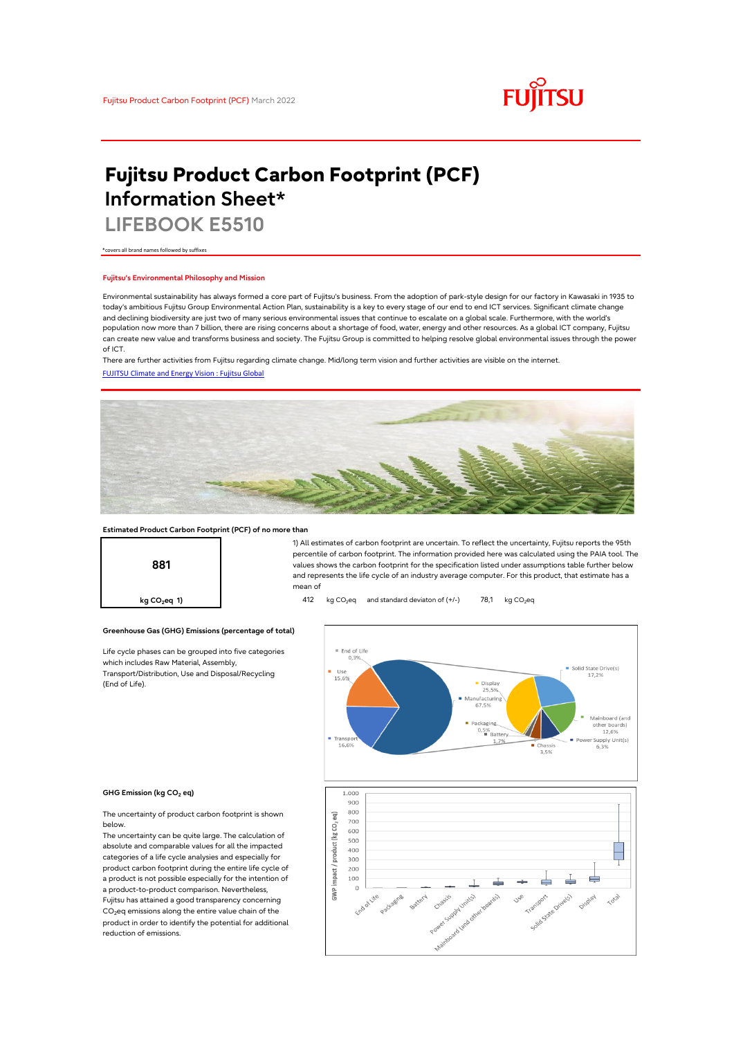# Fujitsu Product Carbon Footprint (PCF) Information Sheet*

## LIFEBOOK E5510

*covers all brand names followed by suffixes

### Fujitsu's Environmental Philosophy and Mission

Environmental sustainability has always formed a core part of Fujitsu's business. From the adoption of park-style design for our factory in Kawasaki in 1935 to today's ambitious Fujitsu Group Environmental Action Plan, sustainability is a key to every stage of our end to end ICT services. Significant climate change and declining biodiversity are just two of many serious environmental issues that continue to escalate on a global scale. Furthermore, with the world's population now more than 7 billion, there are rising concerns about a shortage of food, water, energy and other resources. As a global ICT company, Fujitsu can create new value and transforms business and society. The Fujitsu Group is committed to helping resolve global environmental issues through the power of ICT.

There are further activities from Fujitsu regarding climate change. Mid/long term vision and further activities are visible on the internet.

[FUJITSU Climate and Energy Vision : Fujitsu Global]

### Estimated Product Carbon Footprint (PCF) of no more than

**881**

kg $CO_2$eq 1)

1) All estimates of carbon footprint are uncertain. To reflect the uncertainty, Fujitsu reports the 95th percentile of carbon footprint. The information provided here was calculated using the PAIA tool. The values shows the carbon footprint for the specification listed under assumptions table further below and represents the life cycle of an industry average computer. For this product, that estimate has a mean of

412 kg $CO_2$eq and standard deviaton of (+/-) 78,1 kg $CO_2$eq

### Greenhouse Gas (GHG) Emissions (percentage of total)

Life cycle phases can be grouped into five categories which includes Raw Material, Assembly, Transport/Distribution, Use and Disposal/Recycling (End of Life).

End of Life 0,3%; Use 15,6%; Transport 16,6%; Manufacturing 67,5%

Manufacturing breakdown: Display 25,5%; Solid State Drive(s) 17,2%; Mainboard (and other boards) 12,6%; Power Supply Unit(s) 6,3%; Chassis 3,5%; Battery 1,7%; Packaging 0,5%

### GHG Emission (kg $CO_2$ eq)

The uncertainty of product carbon footprint is shown below.

The uncertainty can be quite large. The calculation of absolute and comparable values for all the impacted categories of a life cycle analysis and especially for product carbon footprint during the entire life cycle of a product is not possible especially for the intention of a product-to-product comparison. Nevertheless, Fujitsu has attained a good transparency concerning $CO_2$eq emissions along the entire value chain of the product in order to identify the potential for additional reduction of emissions.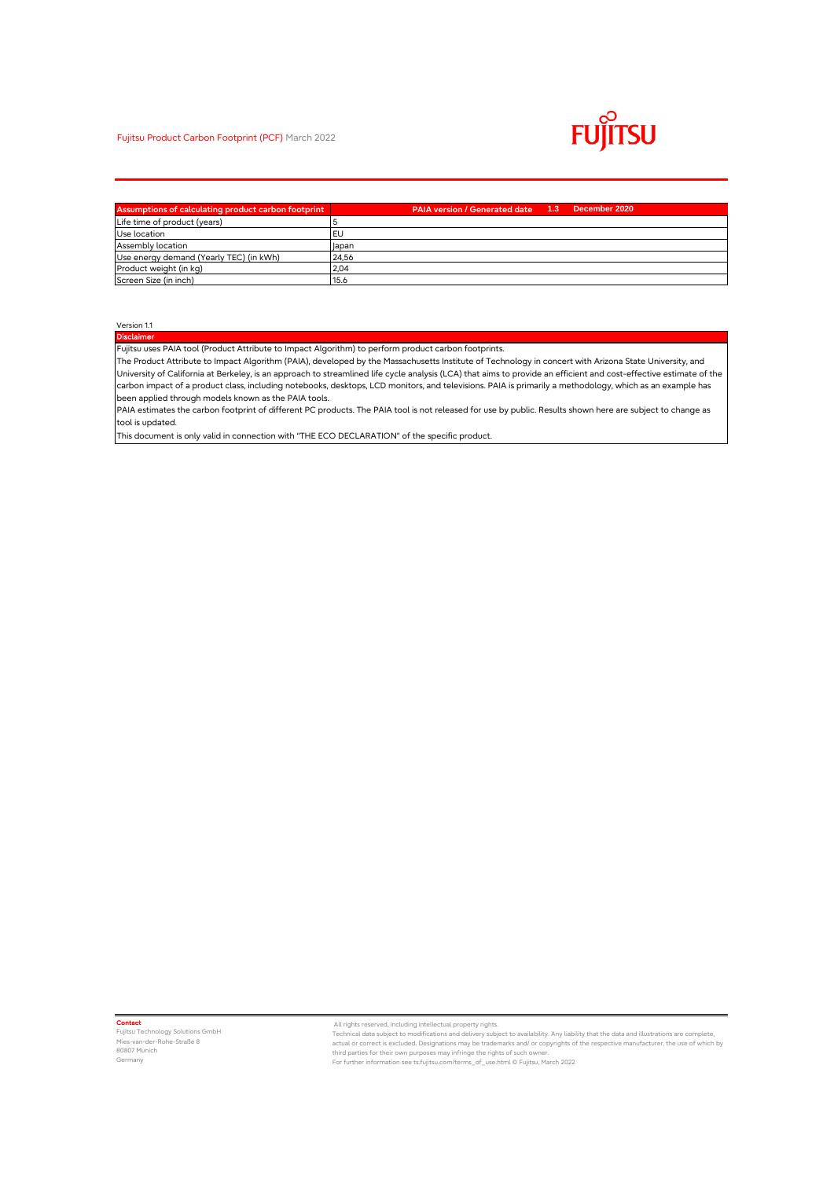Fujitsu Product Carbon Footprint (PCF) March 2022

| Assumptions of calculating product carbon footprint | PAIA version / Generated date 1.3 December 2020 |
| --- | --- |
| Life time of product (years) | 5 |
| Use location | EU |
| Assembly location | Japan |
| Use energy demand (Yearly TEC) (in kWh) | 24,56 |
| Product weight (in kg) | 2,04 |
| Screen Size (in inch) | 15.6 |

Version 1.1

**Disclaimer**

Fujitsu uses PAIA tool (Product Attribute to Impact Algorithm) to perform product carbon footprints.

The Product Attribute to Impact Algorithm (PAIA), developed by the Massachusetts Institute of Technology in concert with Arizona State University, and University of California at Berkeley, is an approach to streamlined life cycle analysis (LCA) that aims to provide an efficient and cost-effective estimate of the carbon impact of a product class, including notebooks, desktops, LCD monitors, and televisions. PAIA is primarily a methodology, which as an example has been applied through models known as the PAIA tools.

PAIA estimates the carbon footprint of different PC products. The PAIA tool is not released for use by public. Results shown here are subject to change as tool is updated.

This document is only valid in connection with "THE ECO DECLARATION" of the specific product.

**Contact**
Fujitsu Technology Solutions GmbH
Mies-van-der-Rohe-Straße 8
80807 Munich
Germany

All rights reserved, including intellectual property rights.
Technical data subject to modifications and delivery subject to availability. Any liability that the data and illustrations are complete, actual or correct is excluded. Designations may be trademarks and/ or copyrights of the respective manufacturer, the use of which by third parties for their own purposes may infringe the rights of such owner.
For further information see ts.fujitsu.com/terms_of_use.html © Fujitsu, March 2022